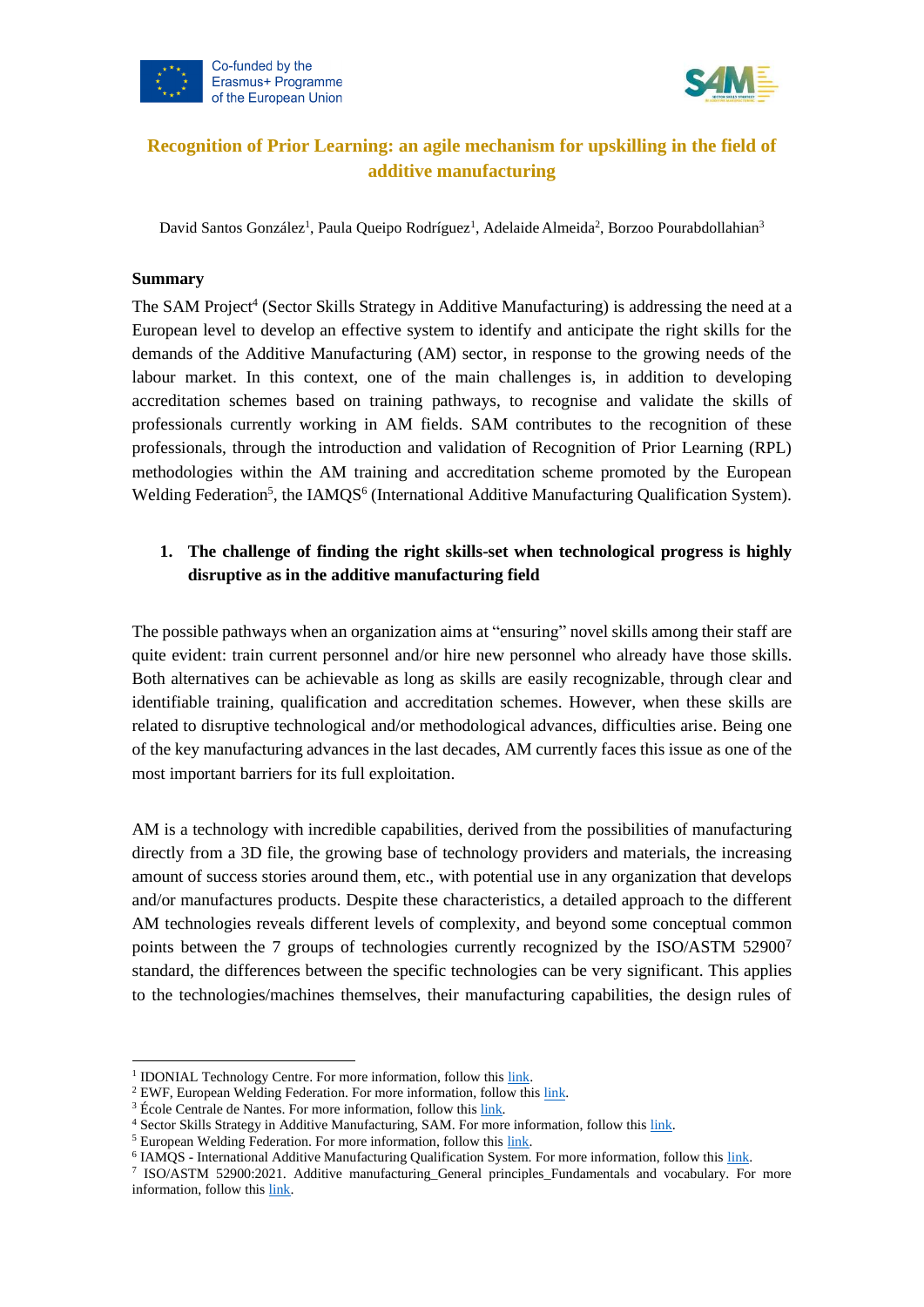# Recognition of Prior Learning: an agile mechanism for upskilling in the field of additive manufacturing

David Santos González[1], Paula Queipo Rodríguez[1], Adelaide Almeida[2], Borzoo Pourabdollahian[3]

**Summary**

The SAM Project[4] (Sector Skills Strategy in Additive Manufacturing) is addressing the need at a European level to develop an effective system to identify and anticipate the right skills for the demands of the Additive Manufacturing (AM) sector, in response to the growing needs of the labour market. In this context, one of the main challenges is, in addition to developing accreditation schemes based on training pathways, to recognise and validate the skills of professionals currently working in AM fields. SAM contributes to the recognition of these professionals, through the introduction and validation of Recognition of Prior Learning (RPL) methodologies within the AM training and accreditation scheme promoted by the European Welding Federation[5], the IAMQS[6] (International Additive Manufacturing Qualification System).

## 1. The challenge of finding the right skills-set when technological progress is highly disruptive as in the additive manufacturing field

The possible pathways when an organization aims at "ensuring" novel skills among their staff are quite evident: train current personnel and/or hire new personnel who already have those skills. Both alternatives can be achievable as long as skills are easily recognizable, through clear and identifiable training, qualification and accreditation schemes. However, when these skills are related to disruptive technological and/or methodological advances, difficulties arise. Being one of the key manufacturing advances in the last decades, AM currently faces this issue as one of the most important barriers for its full exploitation.

AM is a technology with incredible capabilities, derived from the possibilities of manufacturing directly from a 3D file, the growing base of technology providers and materials, the increasing amount of success stories around them, etc., with potential use in any organization that develops and/or manufactures products. Despite these characteristics, a detailed approach to the different AM technologies reveals different levels of complexity, and beyond some conceptual common points between the 7 groups of technologies currently recognized by the ISO/ASTM 52900[7] standard, the differences between the specific technologies can be very significant. This applies to the technologies/machines themselves, their manufacturing capabilities, the design rules of

---

[1] IDONIAL Technology Centre. For more information, follow this link.

[2] EWF, European Welding Federation. For more information, follow this link.

[3] École Centrale de Nantes. For more information, follow this link.

[4] Sector Skills Strategy in Additive Manufacturing, SAM. For more information, follow this link.

[5] European Welding Federation. For more information, follow this link.

[6] IAMQS - International Additive Manufacturing Qualification System. For more information, follow this link.

[7] ISO/ASTM 52900:2021. Additive manufacturing_General principles_Fundamentals and vocabulary. For more information, follow this link.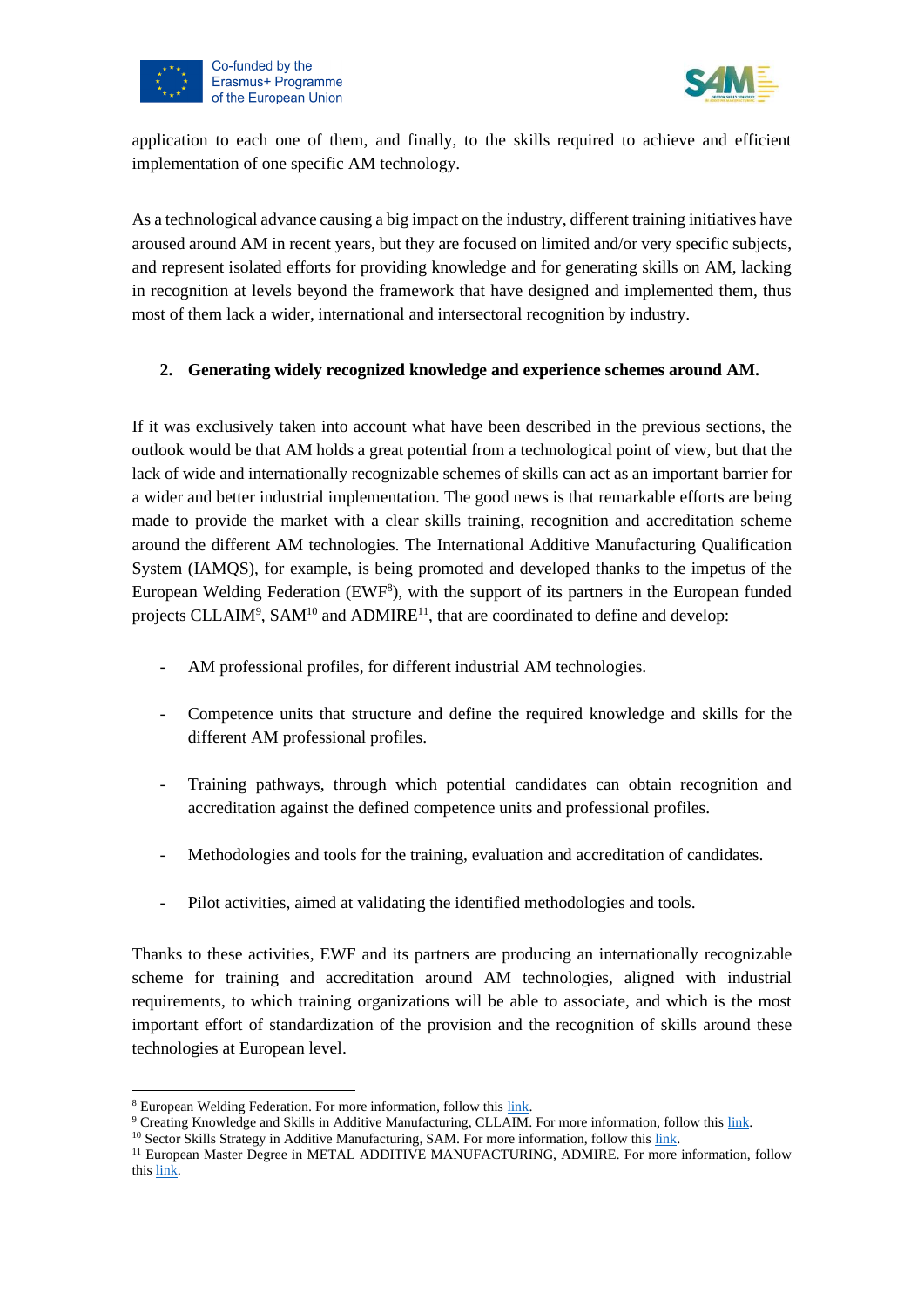application to each one of them, and finally, to the skills required to achieve and efficient implementation of one specific AM technology.

As a technological advance causing a big impact on the industry, different training initiatives have aroused around AM in recent years, but they are focused on limited and/or very specific subjects, and represent isolated efforts for providing knowledge and for generating skills on AM, lacking in recognition at levels beyond the framework that have designed and implemented them, thus most of them lack a wider, international and intersectoral recognition by industry.

## 2. Generating widely recognized knowledge and experience schemes around AM.

If it was exclusively taken into account what have been described in the previous sections, the outlook would be that AM holds a great potential from a technological point of view, but that the lack of wide and internationally recognizable schemes of skills can act as an important barrier for a wider and better industrial implementation. The good news is that remarkable efforts are being made to provide the market with a clear skills training, recognition and accreditation scheme around the different AM technologies. The International Additive Manufacturing Qualification System (IAMQS), for example, is being promoted and developed thanks to the impetus of the European Welding Federation (EWF[8]), with the support of its partners in the European funded projects CLLAIM[9], SAM[10] and ADMIRE[11], that are coordinated to define and develop:

- AM professional profiles, for different industrial AM technologies.
- Competence units that structure and define the required knowledge and skills for the different AM professional profiles.
- Training pathways, through which potential candidates can obtain recognition and accreditation against the defined competence units and professional profiles.
- Methodologies and tools for the training, evaluation and accreditation of candidates.
- Pilot activities, aimed at validating the identified methodologies and tools.

Thanks to these activities, EWF and its partners are producing an internationally recognizable scheme for training and accreditation around AM technologies, aligned with industrial requirements, to which training organizations will be able to associate, and which is the most important effort of standardization of the provision and the recognition of skills around these technologies at European level.

---

[8] European Welding Federation. For more information, follow this link.
[9] Creating Knowledge and Skills in Additive Manufacturing, CLLAIM. For more information, follow this link.
[10] Sector Skills Strategy in Additive Manufacturing, SAM. For more information, follow this link.
[11] European Master Degree in METAL ADDITIVE MANUFACTURING, ADMIRE. For more information, follow this link.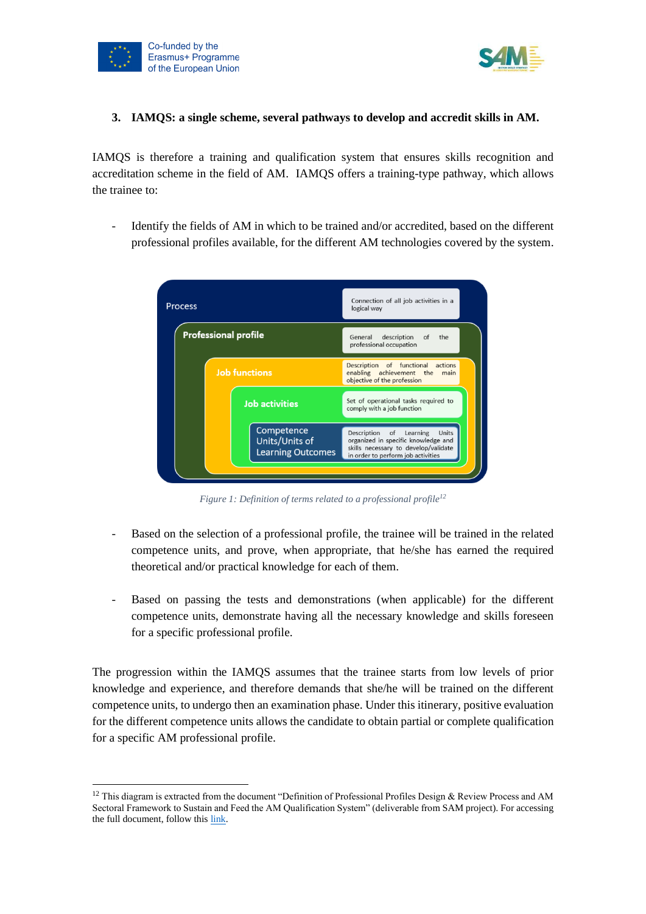## 3. IAMQS: a single scheme, several pathways to develop and accredit skills in AM.

IAMQS is therefore a training and qualification system that ensures skills recognition and accreditation scheme in the field of AM. IAMQS offers a training-type pathway, which allows the trainee to:

- Identify the fields of AM in which to be trained and/or accredited, based on the different professional profiles available, for the different AM technologies covered by the system.

Process — Connection of all job activities in a logical way

Professional profile — General description of the professional occupation

Job functions — Description of functional actions enabling achievement the main objective of the profession

Job activities — Set of operational tasks required to comply with a job function

Competence Units/Units of Learning Outcomes — Description of Learning Units organized in specific knowledge and skills necessary to develop/validate in order to perform job activities

*Figure 1: Definition of terms related to a professional profile*[12]

- Based on the selection of a professional profile, the trainee will be trained in the related competence units, and prove, when appropriate, that he/she has earned the required theoretical and/or practical knowledge for each of them.

- Based on passing the tests and demonstrations (when applicable) for the different competence units, demonstrate having all the necessary knowledge and skills foreseen for a specific professional profile.

The progression within the IAMQS assumes that the trainee starts from low levels of prior knowledge and experience, and therefore demands that she/he will be trained on the different competence units, to undergo then an examination phase. Under this itinerary, positive evaluation for the different competence units allows the candidate to obtain partial or complete qualification for a specific AM professional profile.

[12] This diagram is extracted from the document "Definition of Professional Profiles Design & Review Process and AM Sectoral Framework to Sustain and Feed the AM Qualification System" (deliverable from SAM project). For accessing the full document, follow this link.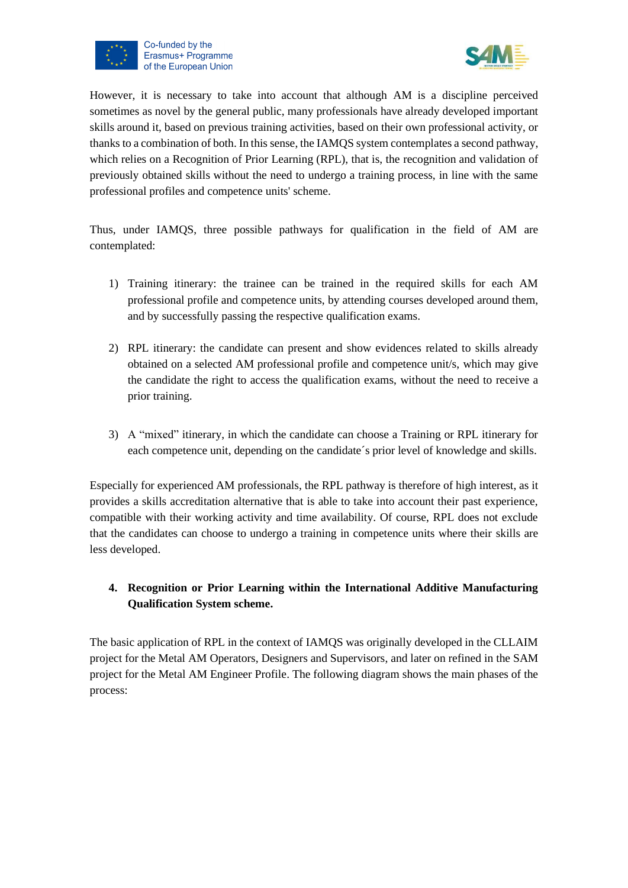However, it is necessary to take into account that although AM is a discipline perceived sometimes as novel by the general public, many professionals have already developed important skills around it, based on previous training activities, based on their own professional activity, or thanks to a combination of both. In this sense, the IAMQS system contemplates a second pathway, which relies on a Recognition of Prior Learning (RPL), that is, the recognition and validation of previously obtained skills without the need to undergo a training process, in line with the same professional profiles and competence units' scheme.

Thus, under IAMQS, three possible pathways for qualification in the field of AM are contemplated:

1) Training itinerary: the trainee can be trained in the required skills for each AM professional profile and competence units, by attending courses developed around them, and by successfully passing the respective qualification exams.

2) RPL itinerary: the candidate can present and show evidences related to skills already obtained on a selected AM professional profile and competence unit/s, which may give the candidate the right to access the qualification exams, without the need to receive a prior training.

3) A "mixed" itinerary, in which the candidate can choose a Training or RPL itinerary for each competence unit, depending on the candidate´s prior level of knowledge and skills.

Especially for experienced AM professionals, the RPL pathway is therefore of high interest, as it provides a skills accreditation alternative that is able to take into account their past experience, compatible with their working activity and time availability. Of course, RPL does not exclude that the candidates can choose to undergo a training in competence units where their skills are less developed.

## 4. Recognition or Prior Learning within the International Additive Manufacturing Qualification System scheme.

The basic application of RPL in the context of IAMQS was originally developed in the CLLAIM project for the Metal AM Operators, Designers and Supervisors, and later on refined in the SAM project for the Metal AM Engineer Profile. The following diagram shows the main phases of the process: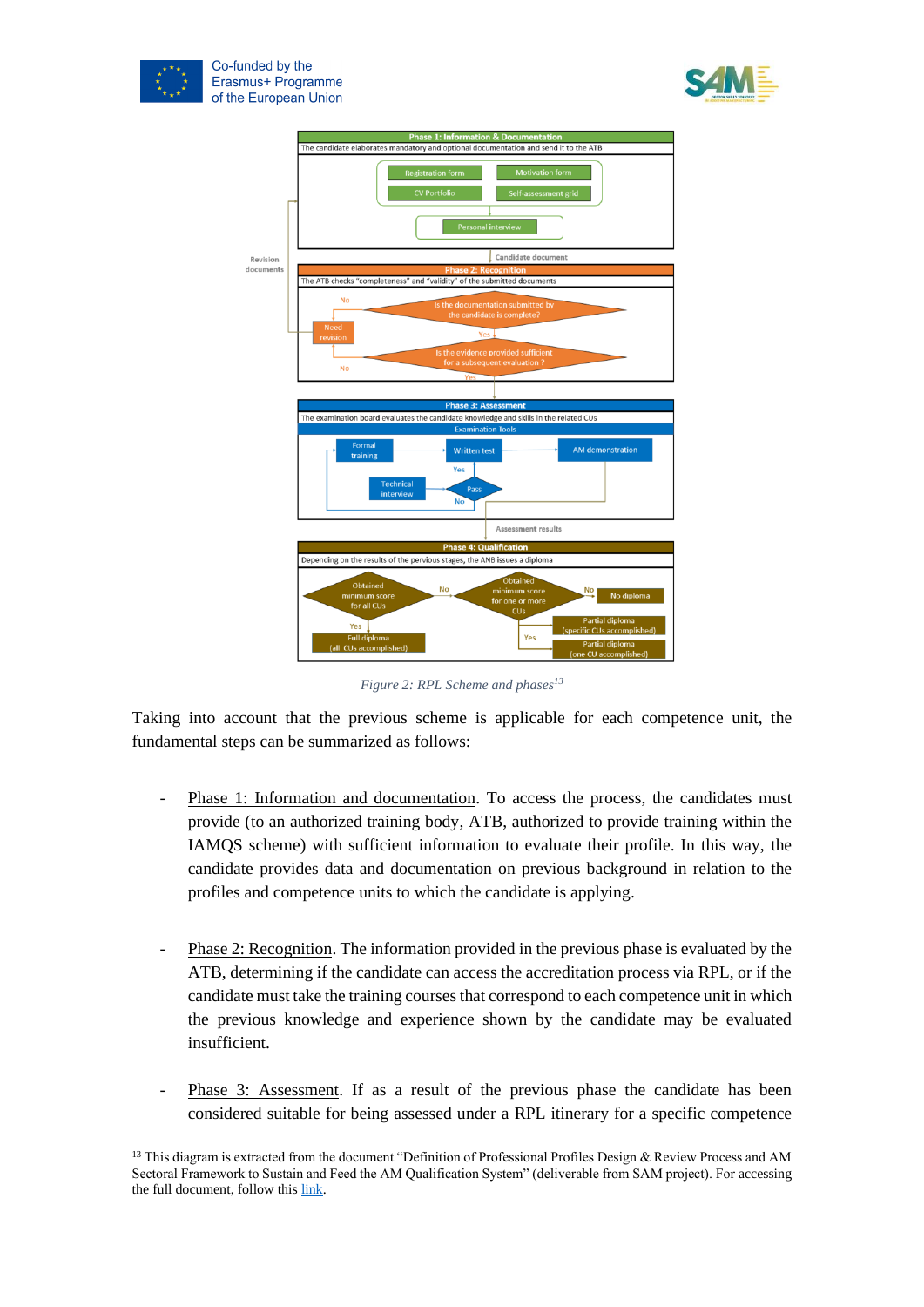*Figure 2: RPL Scheme and phases*[13]

Taking into account that the previous scheme is applicable for each competence unit, the fundamental steps can be summarized as follows:

- Phase 1: Information and documentation. To access the process, the candidates must provide (to an authorized training body, ATB, authorized to provide training within the IAMQS scheme) with sufficient information to evaluate their profile. In this way, the candidate provides data and documentation on previous background in relation to the profiles and competence units to which the candidate is applying.

- Phase 2: Recognition. The information provided in the previous phase is evaluated by the ATB, determining if the candidate can access the accreditation process via RPL, or if the candidate must take the training courses that correspond to each competence unit in which the previous knowledge and experience shown by the candidate may be evaluated insufficient.

- Phase 3: Assessment. If as a result of the previous phase the candidate has been considered suitable for being assessed under a RPL itinerary for a specific competence

---

[13] This diagram is extracted from the document "Definition of Professional Profiles Design & Review Process and AM Sectoral Framework to Sustain and Feed the AM Qualification System" (deliverable from SAM project). For accessing the full document, follow this link.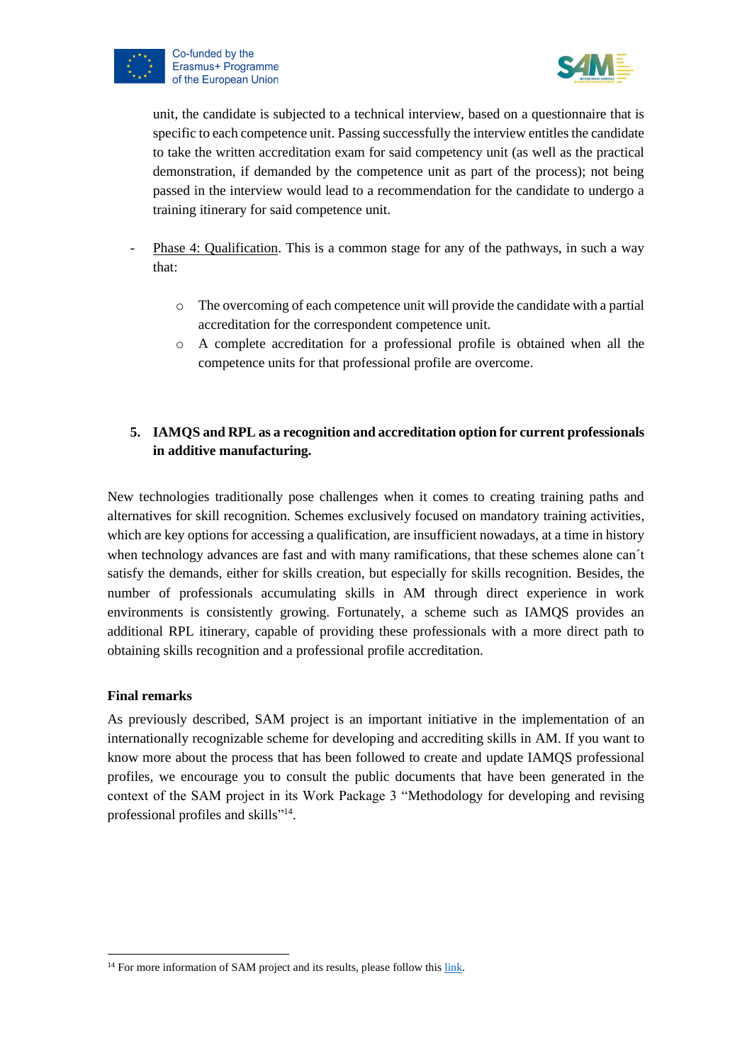unit, the candidate is subjected to a technical interview, based on a questionnaire that is specific to each competence unit. Passing successfully the interview entitles the candidate to take the written accreditation exam for said competency unit (as well as the practical demonstration, if demanded by the competence unit as part of the process); not being passed in the interview would lead to a recommendation for the candidate to undergo a training itinerary for said competence unit.

- Phase 4: Qualification. This is a common stage for any of the pathways, in such a way that:
  - The overcoming of each competence unit will provide the candidate with a partial accreditation for the correspondent competence unit.
  - A complete accreditation for a professional profile is obtained when all the competence units for that professional profile are overcome.

## 5. IAMQS and RPL as a recognition and accreditation option for current professionals in additive manufacturing.

New technologies traditionally pose challenges when it comes to creating training paths and alternatives for skill recognition. Schemes exclusively focused on mandatory training activities, which are key options for accessing a qualification, are insufficient nowadays, at a time in history when technology advances are fast and with many ramifications, that these schemes alone can´t satisfy the demands, either for skills creation, but especially for skills recognition. Besides, the number of professionals accumulating skills in AM through direct experience in work environments is consistently growing. Fortunately, a scheme such as IAMQS provides an additional RPL itinerary, capable of providing these professionals with a more direct path to obtaining skills recognition and a professional profile accreditation.

### Final remarks

As previously described, SAM project is an important initiative in the implementation of an internationally recognizable scheme for developing and accrediting skills in AM. If you want to know more about the process that has been followed to create and update IAMQS professional profiles, we encourage you to consult the public documents that have been generated in the context of the SAM project in its Work Package 3 "Methodology for developing and revising professional profiles and skills"[14].

[14] For more information of SAM project and its results, please follow this link.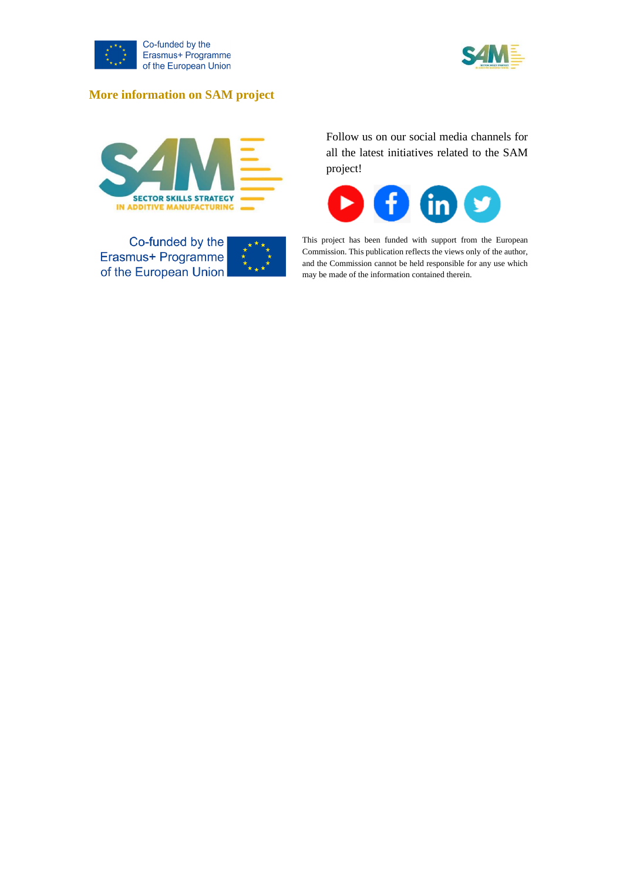## More information on SAM project

Follow us on our social media channels for all the latest initiatives related to the SAM project!

Co-funded by the Erasmus+ Programme of the European Union

This project has been funded with support from the European Commission. This publication reflects the views only of the author, and the Commission cannot be held responsible for any use which may be made of the information contained therein.